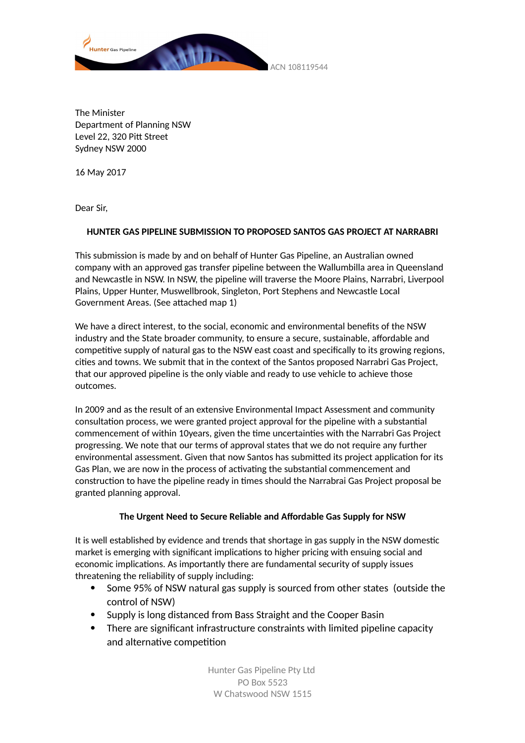ACN 108119544

The Minister
Department of Planning NSW
Level 22, 320 Pitt Street
Sydney NSW 2000

16 May 2017

Dear Sir,

**HUNTER GAS PIPELINE SUBMISSION TO PROPOSED SANTOS GAS PROJECT AT NARRABRI**

This submission is made by and on behalf of Hunter Gas Pipeline, an Australian owned company with an approved gas transfer pipeline between the Wallumbilla area in Queensland and Newcastle in NSW. In NSW, the pipeline will traverse the Moore Plains, Narrabri, Liverpool Plains, Upper Hunter, Muswellbrook, Singleton, Port Stephens and Newcastle Local Government Areas. (See attached map 1)

We have a direct interest, to the social, economic and environmental benefits of the NSW industry and the State broader community, to ensure a secure, sustainable, affordable and competitive supply of natural gas to the NSW east coast and specifically to its growing regions, cities and towns. We submit that in the context of the Santos proposed Narrabri Gas Project, that our approved pipeline is the only viable and ready to use vehicle to achieve those outcomes.

In 2009 and as the result of an extensive Environmental Impact Assessment and community consultation process, we were granted project approval for the pipeline with a substantial commencement of within 10years, given the time uncertainties with the Narrabri Gas Project progressing. We note that our terms of approval states that we do not require any further environmental assessment. Given that now Santos has submitted its project application for its Gas Plan, we are now in the process of activating the substantial commencement and construction to have the pipeline ready in times should the Narrabrai Gas Project proposal be granted planning approval.

**The Urgent Need to Secure Reliable and Affordable Gas Supply for NSW**

It is well established by evidence and trends that shortage in gas supply in the NSW domestic market is emerging with significant implications to higher pricing with ensuing social and economic implications. As importantly there are fundamental security of supply issues threatening the reliability of supply including:

- Some 95% of NSW natural gas supply is sourced from other states (outside the control of NSW)
- Supply is long distanced from Bass Straight and the Cooper Basin
- There are significant infrastructure constraints with limited pipeline capacity and alternative competition

Hunter Gas Pipeline Pty Ltd
PO Box 5523
W Chatswood NSW 1515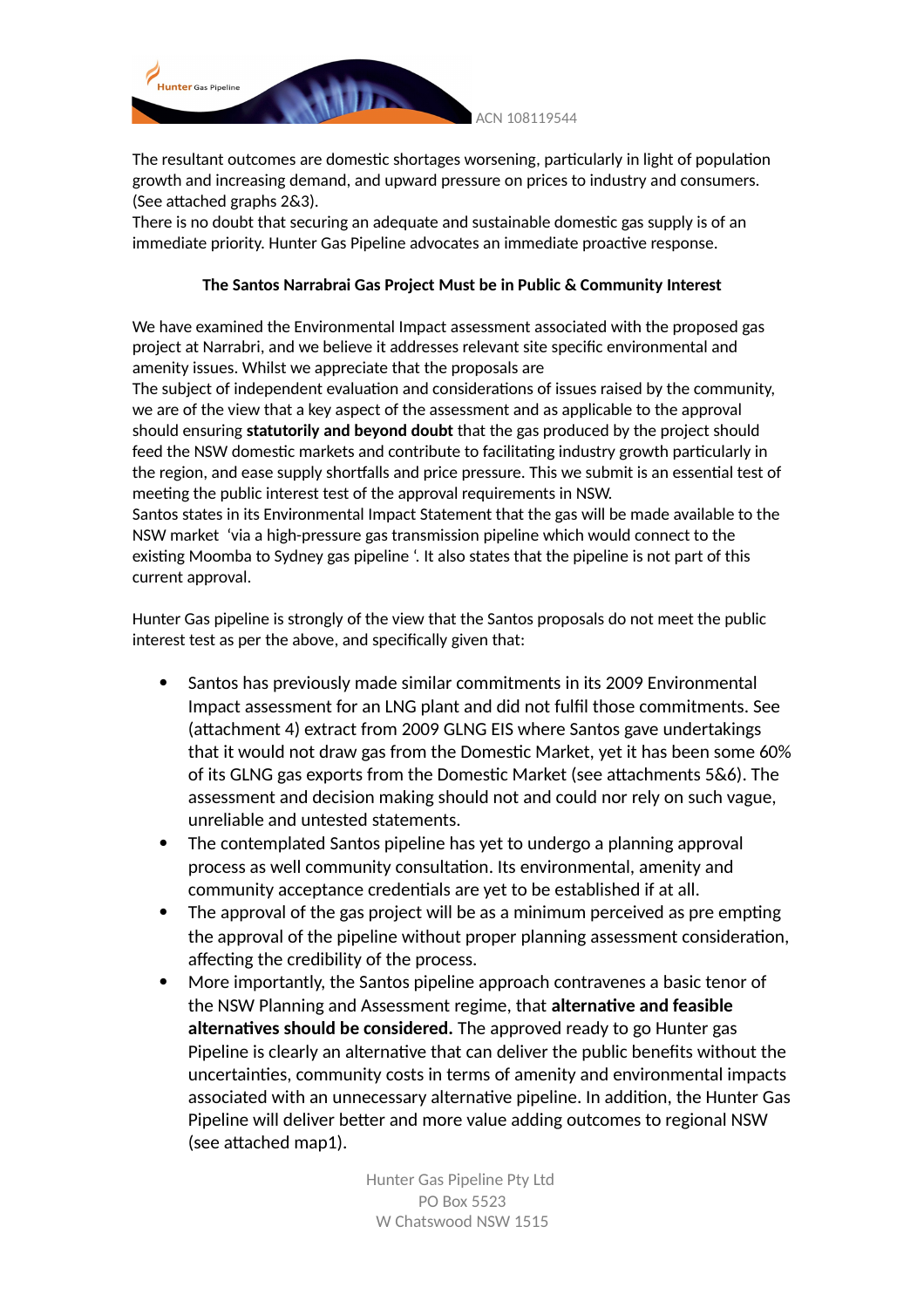The resultant outcomes are domestic shortages worsening, particularly in light of population growth and increasing demand, and upward pressure on prices to industry and consumers. (See attached graphs 2&3).

There is no doubt that securing an adequate and sustainable domestic gas supply is of an immediate priority. Hunter Gas Pipeline advocates an immediate proactive response.

**The Santos Narrabrai Gas Project Must be in Public & Community Interest**

We have examined the Environmental Impact assessment associated with the proposed gas project at Narrabri, and we believe it addresses relevant site specific environmental and amenity issues. Whilst we appreciate that the proposals are

The subject of independent evaluation and considerations of issues raised by the community, we are of the view that a key aspect of the assessment and as applicable to the approval should ensuring **statutorily and beyond doubt** that the gas produced by the project should feed the NSW domestic markets and contribute to facilitating industry growth particularly in the region, and ease supply shortfalls and price pressure. This we submit is an essential test of meeting the public interest test of the approval requirements in NSW.

Santos states in its Environmental Impact Statement that the gas will be made available to the NSW market 'via a high-pressure gas transmission pipeline which would connect to the existing Moomba to Sydney gas pipeline '. It also states that the pipeline is not part of this current approval.

Hunter Gas pipeline is strongly of the view that the Santos proposals do not meet the public interest test as per the above, and specifically given that:

- Santos has previously made similar commitments in its 2009 Environmental Impact assessment for an LNG plant and did not fulfil those commitments. See (attachment 4) extract from 2009 GLNG EIS where Santos gave undertakings that it would not draw gas from the Domestic Market, yet it has been some 60% of its GLNG gas exports from the Domestic Market (see attachments 5&6). The assessment and decision making should not and could nor rely on such vague, unreliable and untested statements.
- The contemplated Santos pipeline has yet to undergo a planning approval process as well community consultation. Its environmental, amenity and community acceptance credentials are yet to be established if at all.
- The approval of the gas project will be as a minimum perceived as pre empting the approval of the pipeline without proper planning assessment consideration, affecting the credibility of the process.
- More importantly, the Santos pipeline approach contravenes a basic tenor of the NSW Planning and Assessment regime, that **alternative and feasible alternatives should be considered.** The approved ready to go Hunter gas Pipeline is clearly an alternative that can deliver the public benefits without the uncertainties, community costs in terms of amenity and environmental impacts associated with an unnecessary alternative pipeline. In addition, the Hunter Gas Pipeline will deliver better and more value adding outcomes to regional NSW (see attached map1).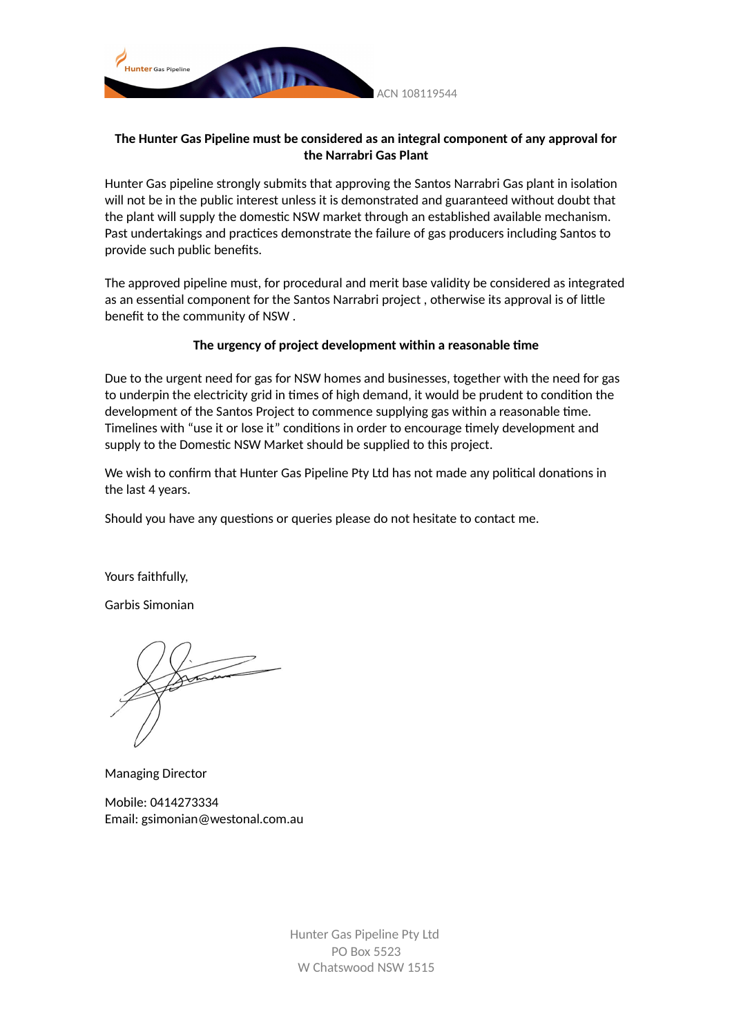ACN 108119544

**The Hunter Gas Pipeline must be considered as an integral component of any approval for the Narrabri Gas Plant**

Hunter Gas pipeline strongly submits that approving the Santos Narrabri Gas plant in isolation will not be in the public interest unless it is demonstrated and guaranteed without doubt that the plant will supply the domestic NSW market through an established available mechanism. Past undertakings and practices demonstrate the failure of gas producers including Santos to provide such public benefits.

The approved pipeline must, for procedural and merit base validity be considered as integrated as an essential component for the Santos Narrabri project , otherwise its approval is of little benefit to the community of NSW .

**The urgency of project development within a reasonable time**

Due to the urgent need for gas for NSW homes and businesses, together with the need for gas to underpin the electricity grid in times of high demand, it would be prudent to condition the development of the Santos Project to commence supplying gas within a reasonable time. Timelines with "use it or lose it" conditions in order to encourage timely development and supply to the Domestic NSW Market should be supplied to this project.

We wish to confirm that Hunter Gas Pipeline Pty Ltd has not made any political donations in the last 4 years.

Should you have any questions or queries please do not hesitate to contact me.

Yours faithfully,

Garbis Simonian

Managing Director

Mobile: 0414273334
Email: gsimonian@westonal.com.au

Hunter Gas Pipeline Pty Ltd
PO Box 5523
W Chatswood NSW 1515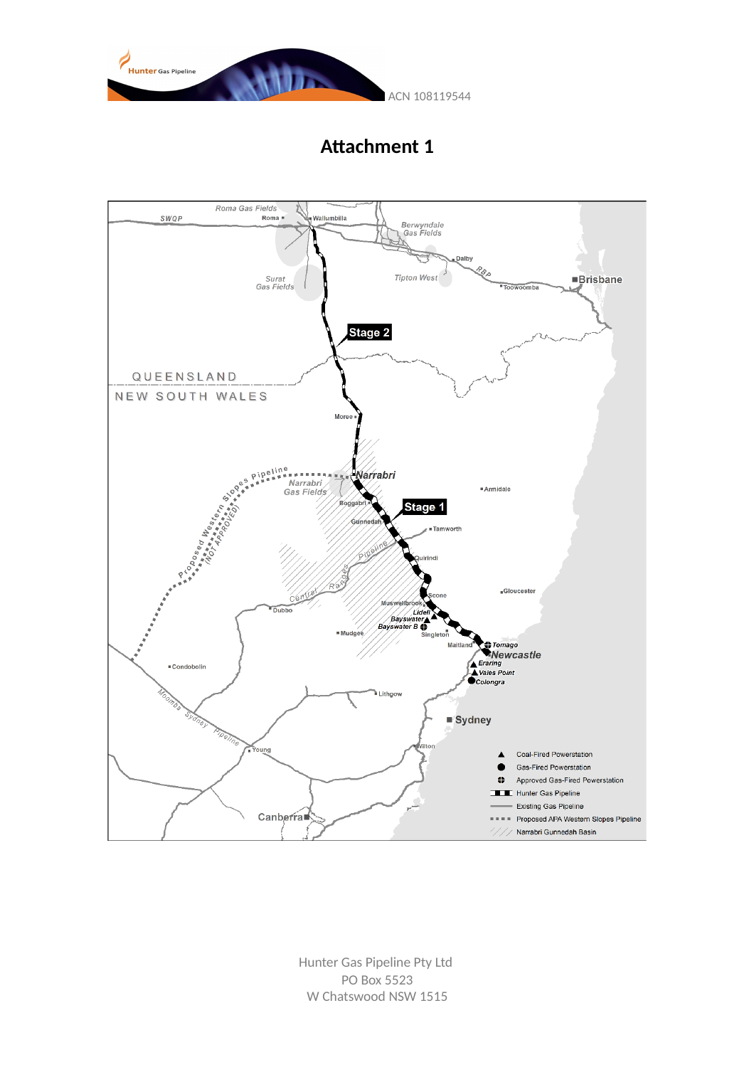# Attachment 1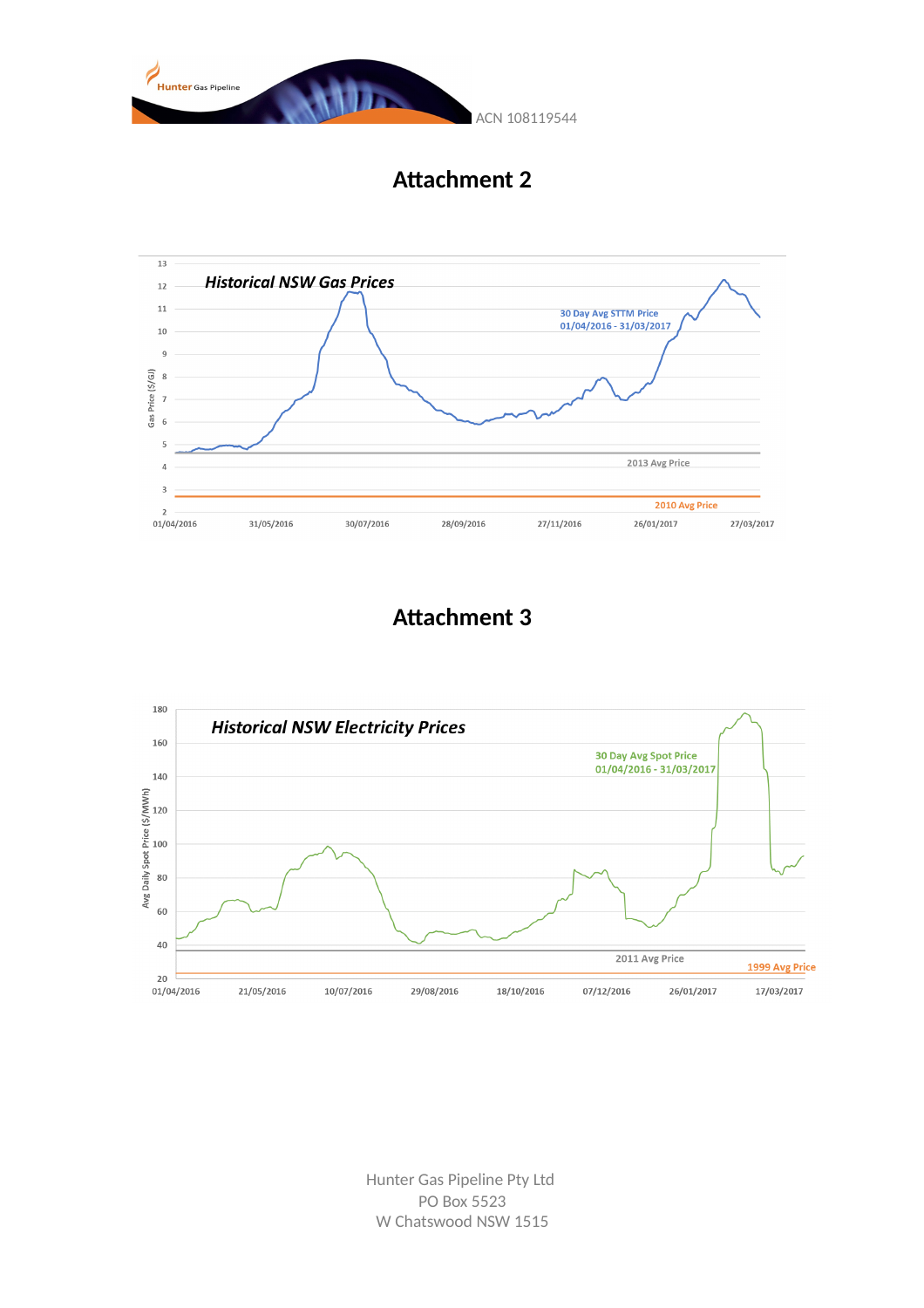# Attachment 2

**_Historical NSW Gas Prices_**

Gas Price ($/GJ)

13
12
11
10
9
8
7
6
5
4
3
2

30 Day Avg STTM Price
01/04/2016 - 31/03/2017

2013 Avg Price

2010 Avg Price

01/04/2016 31/05/2016 30/07/2016 28/09/2016 27/11/2016 26/01/2017 27/03/2017

# Attachment 3

**_Historical NSW Electricity Prices_**

Avg Daily Spot Price ($/MWh)

180
160
140
120
100
80
60
40
20

30 Day Avg Spot Price
01/04/2016 - 31/03/2017

2011 Avg Price

1999 Avg Price

01/04/2016 21/05/2016 10/07/2016 29/08/2016 18/10/2016 07/12/2016 26/01/2017 17/03/2017

Hunter Gas Pipeline Pty Ltd
PO Box 5523
W Chatswood NSW 1515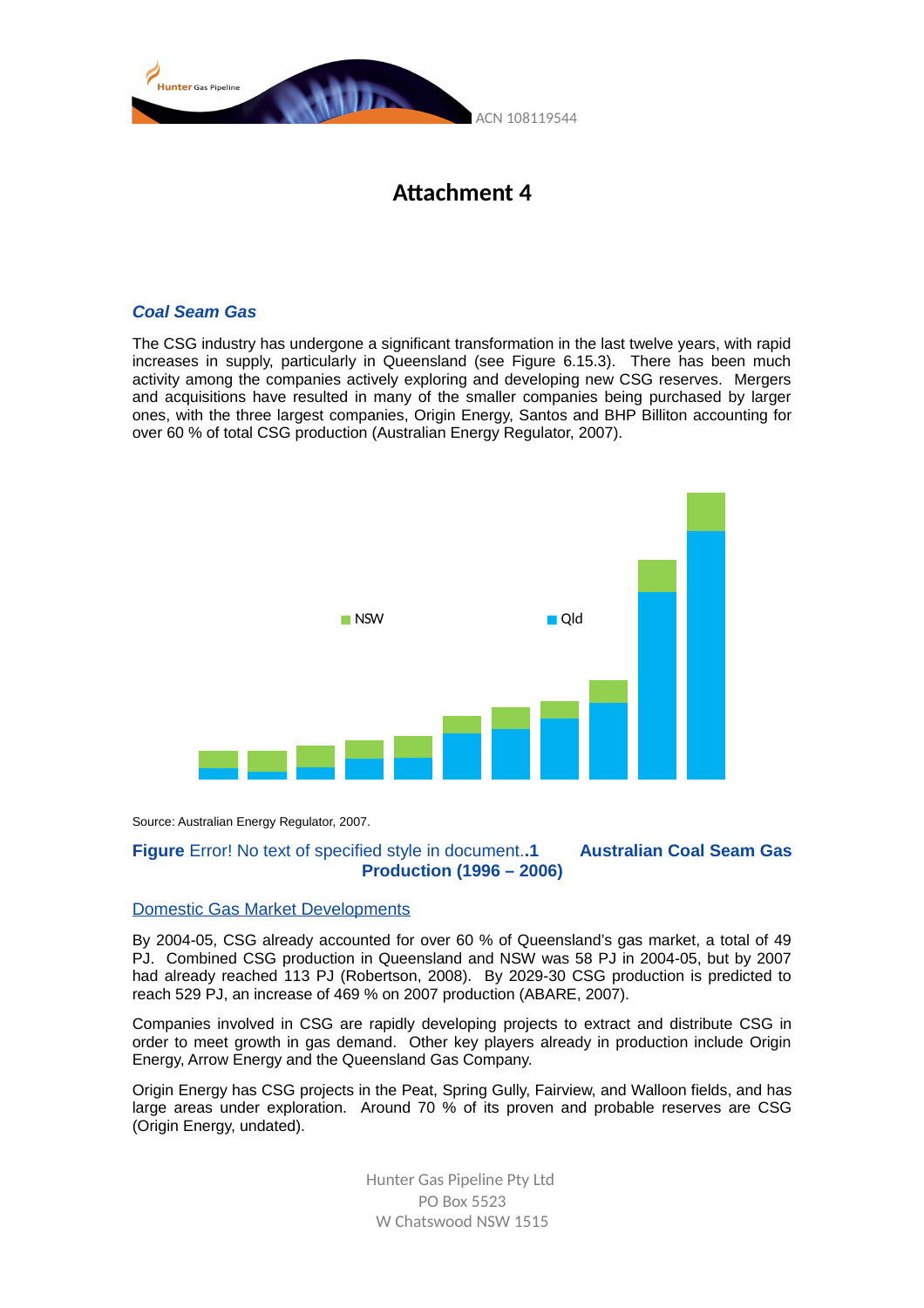# Attachment 4

### *Coal Seam Gas*

The CSG industry has undergone a significant transformation in the last twelve years, with rapid increases in supply, particularly in Queensland (see Figure 6.15.3). There has been much activity among the companies actively exploring and developing new CSG reserves. Mergers and acquisitions have resulted in many of the smaller companies being purchased by larger ones, with the three largest companies, Origin Energy, Santos and BHP Billiton accounting for over 60 % of total CSG production (Australian Energy Regulator, 2007).

NSW Qld

Source: Australian Energy Regulator, 2007.

**Figure** Error! No text of specified style in document.**.1 Australian Coal Seam Gas Production (1996 – 2006)**

Domestic Gas Market Developments

By 2004-05, CSG already accounted for over 60 % of Queensland's gas market, a total of 49 PJ. Combined CSG production in Queensland and NSW was 58 PJ in 2004-05, but by 2007 had already reached 113 PJ (Robertson, 2008). By 2029-30 CSG production is predicted to reach 529 PJ, an increase of 469 % on 2007 production (ABARE, 2007).

Companies involved in CSG are rapidly developing projects to extract and distribute CSG in order to meet growth in gas demand. Other key players already in production include Origin Energy, Arrow Energy and the Queensland Gas Company.

Origin Energy has CSG projects in the Peat, Spring Gully, Fairview, and Walloon fields, and has large areas under exploration. Around 70 % of its proven and probable reserves are CSG (Origin Energy, undated).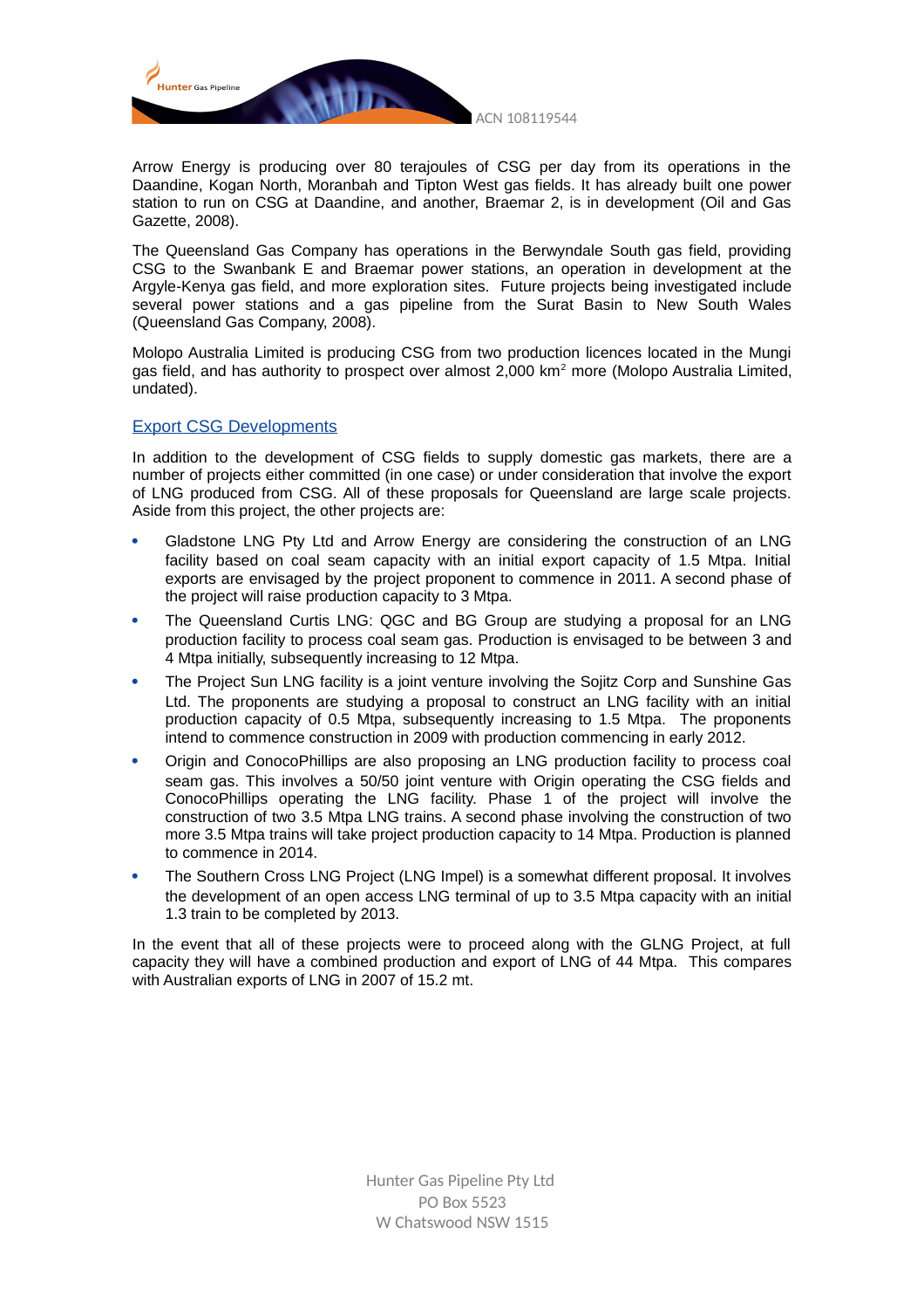Arrow Energy is producing over 80 terajoules of CSG per day from its operations in the Daandine, Kogan North, Moranbah and Tipton West gas fields. It has already built one power station to run on CSG at Daandine, and another, Braemar 2, is in development (Oil and Gas Gazette, 2008).

The Queensland Gas Company has operations in the Berwyndale South gas field, providing CSG to the Swanbank E and Braemar power stations, an operation in development at the Argyle-Kenya gas field, and more exploration sites. Future projects being investigated include several power stations and a gas pipeline from the Surat Basin to New South Wales (Queensland Gas Company, 2008).

Molopo Australia Limited is producing CSG from two production licences located in the Mungi gas field, and has authority to prospect over almost 2,000 km$^2$ more (Molopo Australia Limited, undated).

## Export CSG Developments

In addition to the development of CSG fields to supply domestic gas markets, there are a number of projects either committed (in one case) or under consideration that involve the export of LNG produced from CSG. All of these proposals for Queensland are large scale projects. Aside from this project, the other projects are:

- Gladstone LNG Pty Ltd and Arrow Energy are considering the construction of an LNG facility based on coal seam capacity with an initial export capacity of 1.5 Mtpa. Initial exports are envisaged by the project proponent to commence in 2011. A second phase of the project will raise production capacity to 3 Mtpa.
- The Queensland Curtis LNG: QGC and BG Group are studying a proposal for an LNG production facility to process coal seam gas. Production is envisaged to be between 3 and 4 Mtpa initially, subsequently increasing to 12 Mtpa.
- The Project Sun LNG facility is a joint venture involving the Sojitz Corp and Sunshine Gas Ltd. The proponents are studying a proposal to construct an LNG facility with an initial production capacity of 0.5 Mtpa, subsequently increasing to 1.5 Mtpa. The proponents intend to commence construction in 2009 with production commencing in early 2012.
- Origin and ConocoPhillips are also proposing an LNG production facility to process coal seam gas. This involves a 50/50 joint venture with Origin operating the CSG fields and ConocoPhillips operating the LNG facility. Phase 1 of the project will involve the construction of two 3.5 Mtpa LNG trains. A second phase involving the construction of two more 3.5 Mtpa trains will take project production capacity to 14 Mtpa. Production is planned to commence in 2014.
- The Southern Cross LNG Project (LNG Impel) is a somewhat different proposal. It involves the development of an open access LNG terminal of up to 3.5 Mtpa capacity with an initial 1.3 train to be completed by 2013.

In the event that all of these projects were to proceed along with the GLNG Project, at full capacity they will have a combined production and export of LNG of 44 Mtpa. This compares with Australian exports of LNG in 2007 of 15.2 mt.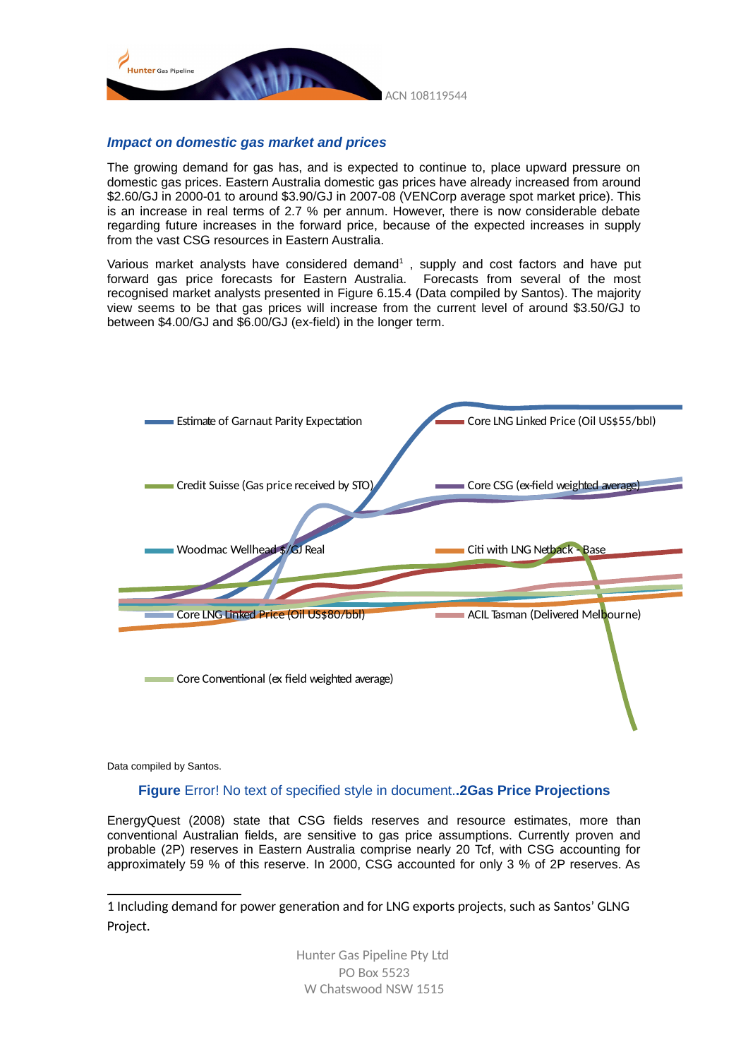## *Impact on domestic gas market and prices*

The growing demand for gas has, and is expected to continue to, place upward pressure on domestic gas prices. Eastern Australia domestic gas prices have already increased from around $2.60/GJ in 2000-01 to around $3.90/GJ in 2007-08 (VENCorp average spot market price). This is an increase in real terms of 2.7 % per annum. However, there is now considerable debate regarding future increases in the forward price, because of the expected increases in supply from the vast CSG resources in Eastern Australia.

Various market analysts have considered demand[1] , supply and cost factors and have put forward gas price forecasts for Eastern Australia. Forecasts from several of the most recognised market analysts presented in Figure 6.15.4 (Data compiled by Santos). The majority view seems to be that gas prices will increase from the current level of around $3.50/GJ to between $4.00/GJ and $6.00/GJ (ex-field) in the longer term.

Estimate of Garnaut Parity Expectation

Core LNG Linked Price (Oil US$55/bbl)

Credit Suisse (Gas price received by STO)

Core CSG (ex-field weighted average)

Woodmac Wellhead $/GJ Real

Citi with LNG Netback - Base

Core LNG Linked Price (Oil US$80/bbl)

ACIL Tasman (Delivered Melbourne)

Core Conventional (ex field weighted average)

Data compiled by Santos.

**Figure** Error! No text of specified style in document.**.2Gas Price Projections**

EnergyQuest (2008) state that CSG fields reserves and resource estimates, more than conventional Australian fields, are sensitive to gas price assumptions. Currently proven and probable (2P) reserves in Eastern Australia comprise nearly 20 Tcf, with CSG accounting for approximately 59 % of this reserve. In 2000, CSG accounted for only 3 % of 2P reserves. As

1 Including demand for power generation and for LNG exports projects, such as Santos' GLNG Project.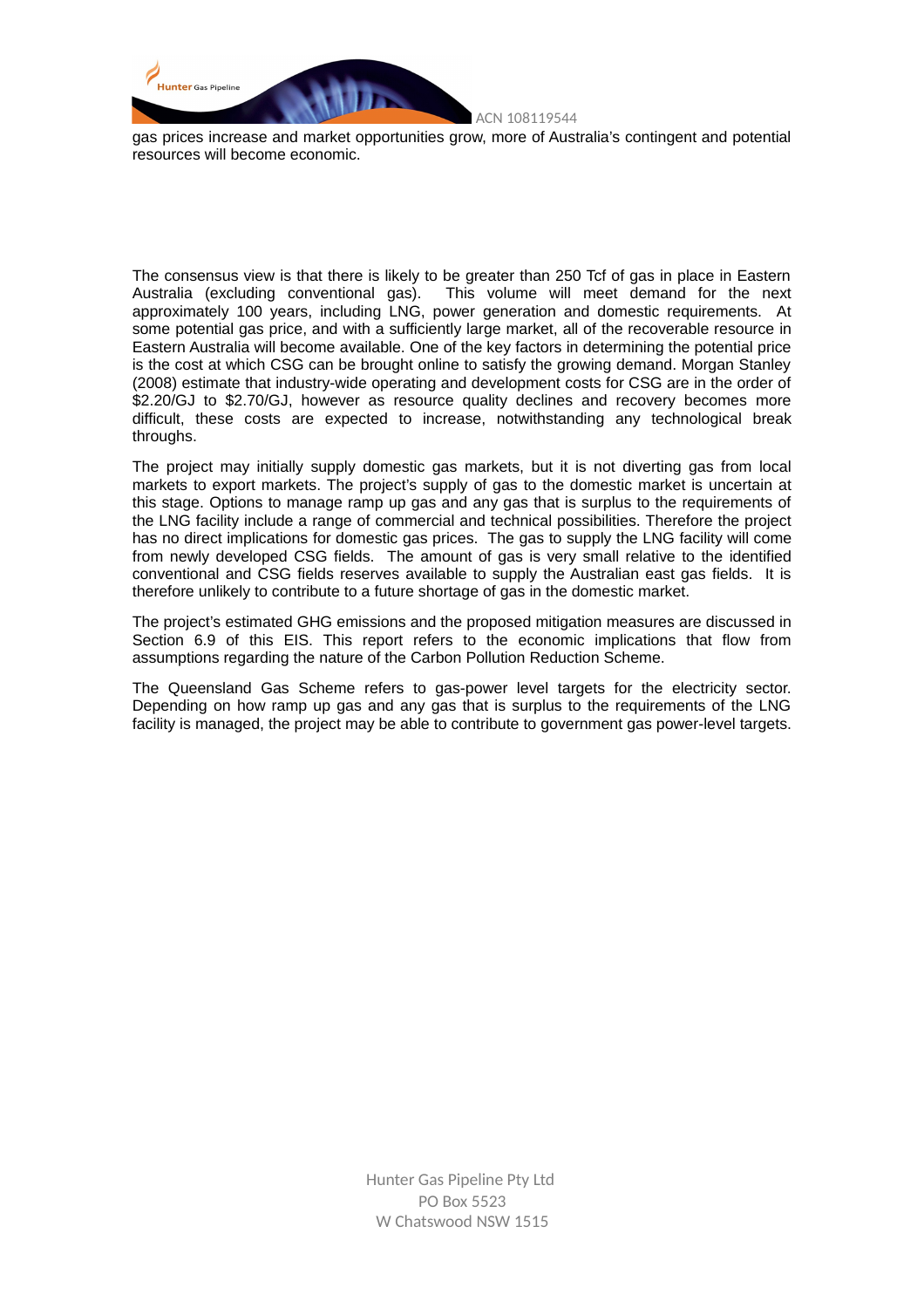gas prices increase and market opportunities grow, more of Australia's contingent and potential resources will become economic.

The consensus view is that there is likely to be greater than 250 Tcf of gas in place in Eastern Australia (excluding conventional gas). This volume will meet demand for the next approximately 100 years, including LNG, power generation and domestic requirements. At some potential gas price, and with a sufficiently large market, all of the recoverable resource in Eastern Australia will become available. One of the key factors in determining the potential price is the cost at which CSG can be brought online to satisfy the growing demand. Morgan Stanley (2008) estimate that industry-wide operating and development costs for CSG are in the order of $2.20/GJ to $2.70/GJ, however as resource quality declines and recovery becomes more difficult, these costs are expected to increase, notwithstanding any technological break throughs.

The project may initially supply domestic gas markets, but it is not diverting gas from local markets to export markets. The project's supply of gas to the domestic market is uncertain at this stage. Options to manage ramp up gas and any gas that is surplus to the requirements of the LNG facility include a range of commercial and technical possibilities. Therefore the project has no direct implications for domestic gas prices. The gas to supply the LNG facility will come from newly developed CSG fields. The amount of gas is very small relative to the identified conventional and CSG fields reserves available to supply the Australian east gas fields. It is therefore unlikely to contribute to a future shortage of gas in the domestic market.

The project's estimated GHG emissions and the proposed mitigation measures are discussed in Section 6.9 of this EIS. This report refers to the economic implications that flow from assumptions regarding the nature of the Carbon Pollution Reduction Scheme.

The Queensland Gas Scheme refers to gas-power level targets for the electricity sector. Depending on how ramp up gas and any gas that is surplus to the requirements of the LNG facility is managed, the project may be able to contribute to government gas power-level targets.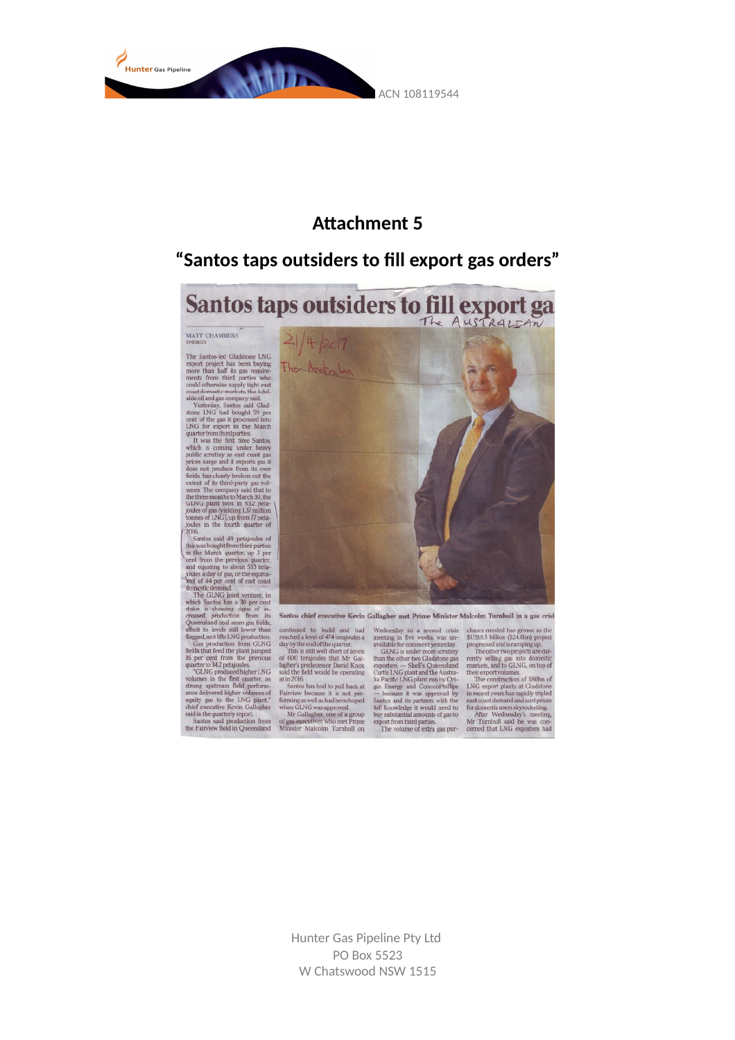# Attachment 5

## "Santos taps outsiders to fill export gas orders"

# Santos taps outsiders to fill export ga

The AUSTRALIAN

21/4/2017

The Australian

MATT CHAMBERS
ENERGY

The Santos-led Gladstone LNG export project has been buying more than half its gas requirements from third parties who could otherwise supply tight east coast domestic markets, the Adelaide oil and gas company said.

Yesterday, Santos said Gladstone LNG had bought 59 per cent of the gas it processed into LNG for export in the March quarter from third parties.

It was the first time Santos, which is coming under heavy public scrutiny as east coast gas prices surge and it exports gas it does not produce from its own fields, has clearly broken out the extent of its third-party gas volumes. The company said that in the three months to March 30, the GLNG plant took in 83.2 petajoules of gas (yielding 1.37 million tonnes of LNG), up from 77 petajoules in the fourth quarter of 2016.

Santos said 49 petajoules of this was bought from third parties in the March quarter, up 3 per cent from the previous quarter, and equating to about 533 terajoules a day of gas, or the equivalent of 44 per cent of east coast domestic demand.

The GLNG joint venture, in which Santos has a 30 per cent stake, is showing signs of increased production from its Queensland coal seam gas fields, albeit to levels still lower than flagged, as it lifts LNG production.

Gas production from GLNG fields that feed the plant jumped 16 per cent from the previous quarter to 34.2 petajoules.

"GLNG produced higher LNG volumes in the first quarter, as strong upstream field performance delivered higher volumes of equity gas to the LNG plant," chief executive Kevin Gallagher said in the quarterly report.

Santos said production from the Fairview field in Queensland continued to build and had reached a level of 474 terajoules a day by the end of the quarter.

This is still well short of levels of 600 terajoules that Mr Gallagher's predecessor David Knox said the field would be operating at in 2016.

Santos has had to pull back at Fairview because it is not performing as well as had been hoped when GLNG was approved.

Mr Gallagher, one of a group of gas executives who met Prime Minister Malcolm Turnbull on Wednesday in a second crisis meeting in five weeks, was unavailable for comment yesterday.

GLNG is under more scrutiny than the other two Gladstone gas exporters — Shell's Queensland Curtis LNG plant and the Australia Pacific LNG plant run by Origin Energy and ConocoPhillips — because it was approved by Santos and its partners with the full knowledge it would need to buy substantial amounts of gas to export from third parties.

The volume of extra gas purchases needed has grown as the $US18.5 billion ($24.6bn) project progressed and is ramping up.

The other two projects are currently selling gas into domestic markets, and to GLNG, on top of their export volumes.

The construction of $80bn of LNG export plants at Gladstone in recent years has rapidly tripled east coast demand and sent prices for domestic users skyrocketing.

After Wednesday's meeting, Mr Turnbull said he was concerned that LNG exporters had

Santos chief executive Kevin Gallagher met Prime Minister Malcolm Turnbull in a gas crisi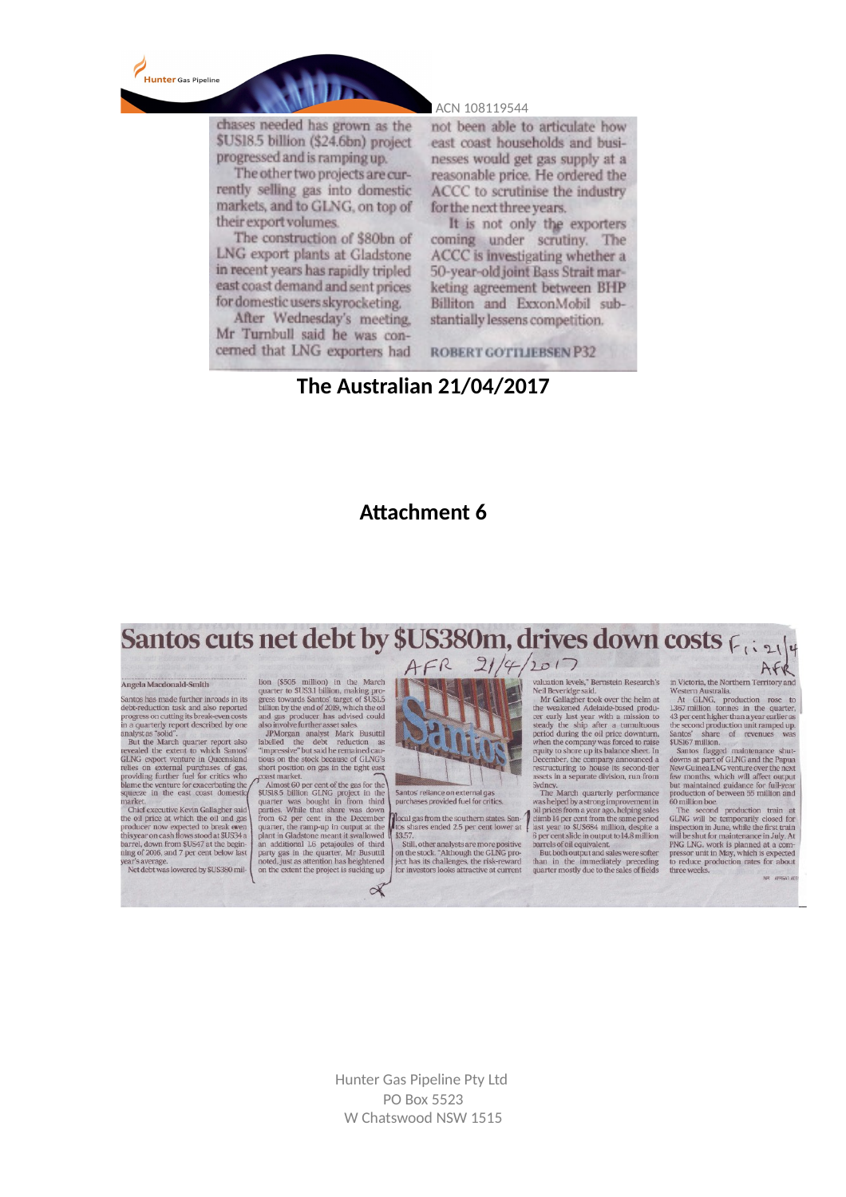ACN 108119544

chases needed has grown as the $US18.5 billion ($24.6bn) project progressed and is ramping up.

The other two projects are currently selling gas into domestic markets, and to GLNG, on top of their export volumes.

The construction of $80bn of LNG export plants at Gladstone in recent years has rapidly tripled east coast demand and sent prices for domestic users skyrocketing.

After Wednesday's meeting, Mr Turnbull said he was concerned that LNG exporters had not been able to articulate how east coast households and businesses would get gas supply at a reasonable price. He ordered the ACCC to scrutinise the industry for the next three years.

It is not only the exporters coming under scrutiny. The ACCC is investigating whether a 50-year-old joint Bass Strait marketing agreement between BHP Billiton and ExxonMobil substantially lessens competition.

ROBERT GOTTLIEBSEN P32

**The Australian 21/04/2017**

## Attachment 6

# Santos cuts net debt by $US380m, drives down costs

AFR 21/4/2017

Angela Macdonald-Smith

Santos has made further inroads in its debt-reduction task and also reported progress on cutting its break-even costs in a quarterly report described by one analyst as "solid".

But the March quarter report also revealed the extent to which Santos' GLNG export venture in Queensland relies on external purchases of gas, providing further fuel for critics who blame the venture for exacerbating the squeeze in the east coast domestic market.

Chief executive Kevin Gallagher said the oil price at which the oil and gas producer now expected to break even this year on cash flows stood at $US34 a barrel, down from $US47 at the beginning of 2016, and 7 per cent below last year's average.

Net debt was lowered by $US380 million ($505 million) in the March quarter to $US3.1 billion, making progress towards Santos' target of $US1.5 billion by the end of 2019, which the oil and gas producer has advised could also involve further asset sales.

JPMorgan analyst Mark Busuttil labelled the debt reduction as "impressive" but said he remained cautious on the stock because of GLNG's short position on gas in the tight east coast market.

Almost 60 per cent of the gas for the $US18.5 billion GLNG project in the quarter was bought in from third parties. While that share was down from 62 per cent in the December quarter, the ramp-up to output at the plant in Gladstone meant it swallowed an additional 1.6 petajoules of third party gas in the quarter, Mr Busuttil noted, just as attention has heightened on the extent the project is sucking up local gas from the southern states. Santos shares ended 2.5 per cent lower at $3.57.

Santos' reliance on external gas purchases provided fuel for critics.

Still, other analysts are more positive on the stock. "Although the GLNG project has its challenges, the risk-reward for investors looks attractive at current valuation levels," Bernstein Research's Neil Beveridge said.

Mr Gallagher took over the helm at the weakened Adelaide-based producer early last year with a mission to steady the ship after a tumultuous period during the oil price downturn, when the company was forced to raise equity to shore up its balance sheet. In December, the company announced a restructuring to house its second-tier assets in a separate division, run from Sydney.

The March quarterly performance was helped by a strong improvement in oil prices from a year ago, helping sales climb 14 per cent from the same period last year to $US684 million, despite a 6 per cent slide in output to 14.8 million barrels of oil equivalent.

But both output and sales were softer than in the immediately preceding quarter mostly due to the sales of fields in Victoria, the Northern Territory and Western Australia.

At GLNG, production rose to 1367 million tonnes in the quarter, 43 per cent higher than a year earlier as the second production unit ramped up. Santos' share of revenues was $US167 million.

Santos flagged maintenance shutdowns at part of GLNG and the Papua New Guinea LNG venture over the next few months, which will affect output but maintained guidance for full-year production of between 55 million and 60 million boe.

The second production train at GLNG will be temporarily closed for inspection in June, while the first train will be shut for maintenance in July. At PNG LNG, work is planned at a compressor unit in May, which is expected to reduce production rates for about three weeks.

Hunter Gas Pipeline Pty Ltd
PO Box 5523
W Chatswood NSW 1515